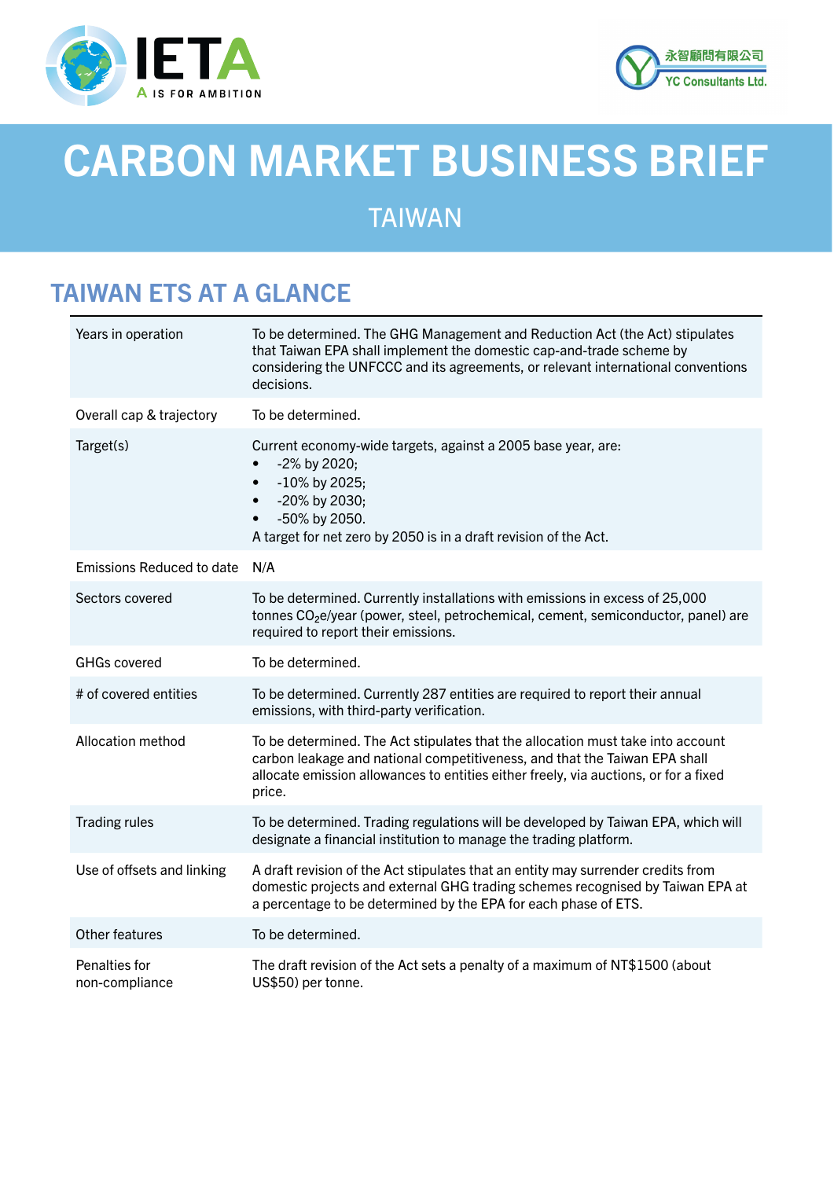# CARBON MARKET BUSINESS BRIEF

## TAIWAN

## TAIWAN ETS AT A GLANCE

| | |
|---|---|
| Years in operation | To be determined. The GHG Management and Reduction Act (the Act) stipulates that Taiwan EPA shall implement the domestic cap-and-trade scheme by considering the UNFCCC and its agreements, or relevant international conventions decisions. |
| Overall cap & trajectory | To be determined. |
| Target(s) | Current economy-wide targets, against a 2005 base year, are:<br>• -2% by 2020;<br>• -10% by 2025;<br>• -20% by 2030;<br>• -50% by 2050.<br>A target for net zero by 2050 is in a draft revision of the Act. |
| Emissions Reduced to date | N/A |
| Sectors covered | To be determined. Currently installations with emissions in excess of 25,000 tonnes $CO_2$e/year (power, steel, petrochemical, cement, semiconductor, panel) are required to report their emissions. |
| GHGs covered | To be determined. |
| # of covered entities | To be determined. Currently 287 entities are required to report their annual emissions, with third-party verification. |
| Allocation method | To be determined. The Act stipulates that the allocation must take into account carbon leakage and national competitiveness, and that the Taiwan EPA shall allocate emission allowances to entities either freely, via auctions, or for a fixed price. |
| Trading rules | To be determined. Trading regulations will be developed by Taiwan EPA, which will designate a financial institution to manage the trading platform. |
| Use of offsets and linking | A draft revision of the Act stipulates that an entity may surrender credits from domestic projects and external GHG trading schemes recognised by Taiwan EPA at a percentage to be determined by the EPA for each phase of ETS. |
| Other features | To be determined. |
| Penalties for non-compliance | The draft revision of the Act sets a penalty of a maximum of NT$1500 (about US$50) per tonne. |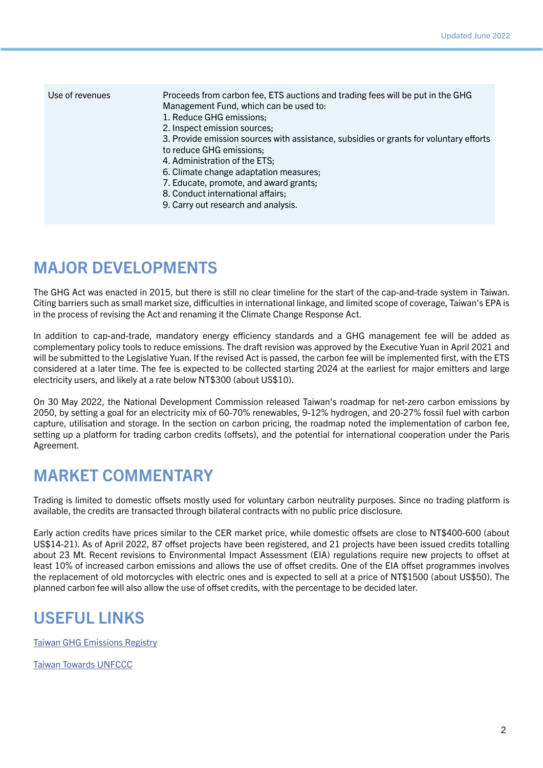| Use of revenues | Proceeds from carbon fee, ETS auctions and trading fees will be put in the GHG Management Fund, which can be used to:<br>1. Reduce GHG emissions;<br>2. Inspect emission sources;<br>3. Provide emission sources with assistance, subsidies or grants for voluntary efforts to reduce GHG emissions;<br>4. Administration of the ETS;<br>6. Climate change adaptation measures;<br>7. Educate, promote, and award grants;<br>8. Conduct international affairs;<br>9. Carry out research and analysis. |
|---|---|

## MAJOR DEVELOPMENTS

The GHG Act was enacted in 2015, but there is still no clear timeline for the start of the cap-and-trade system in Taiwan. Citing barriers such as small market size, difficulties in international linkage, and limited scope of coverage, Taiwan's EPA is in the process of revising the Act and renaming it the Climate Change Response Act.

In addition to cap-and-trade, mandatory energy efficiency standards and a GHG management fee will be added as complementary policy tools to reduce emissions. The draft revision was approved by the Executive Yuan in April 2021 and will be submitted to the Legislative Yuan. If the revised Act is passed, the carbon fee will be implemented first, with the ETS considered at a later time. The fee is expected to be collected starting 2024 at the earliest for major emitters and large electricity users, and likely at a rate below NT$300 (about US$10).

On 30 May 2022, the National Development Commission released Taiwan's roadmap for net-zero carbon emissions by 2050, by setting a goal for an electricity mix of 60-70% renewables, 9-12% hydrogen, and 20-27% fossil fuel with carbon capture, utilisation and storage. In the section on carbon pricing, the roadmap noted the implementation of carbon fee, setting up a platform for trading carbon credits (offsets), and the potential for international cooperation under the Paris Agreement.

## MARKET COMMENTARY

Trading is limited to domestic offsets mostly used for voluntary carbon neutrality purposes. Since no trading platform is available, the credits are transacted through bilateral contracts with no public price disclosure.

Early action credits have prices similar to the CER market price, while domestic offsets are close to NT$400-600 (about US$14-21). As of April 2022, 87 offset projects have been registered, and 21 projects have been issued credits totalling about 23 Mt. Recent revisions to Environmental Impact Assessment (EIA) regulations require new projects to offset at least 10% of increased carbon emissions and allows the use of offset credits. One of the EIA offset programmes involves the replacement of old motorcycles with electric ones and is expected to sell at a price of NT$1500 (about US$50). The planned carbon fee will also allow the use of offset credits, with the percentage to be decided later.

## USEFUL LINKS

Taiwan GHG Emissions Registry

Taiwan Towards UNFCCC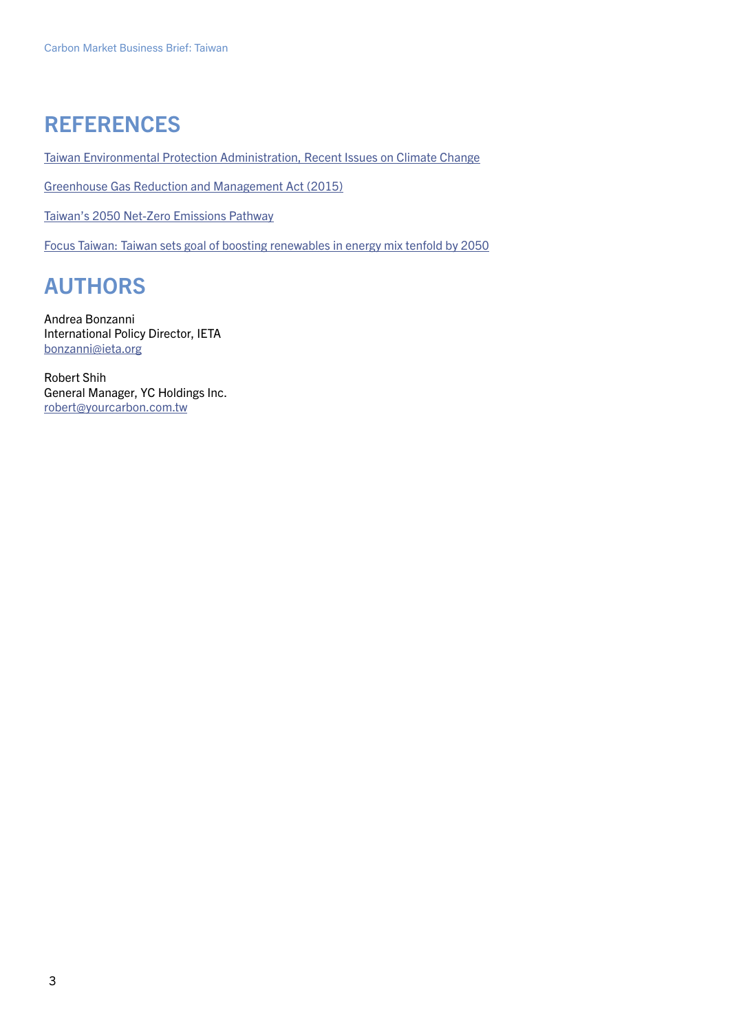## REFERENCES

Taiwan Environmental Protection Administration, Recent Issues on Climate Change

Greenhouse Gas Reduction and Management Act (2015)

Taiwan's 2050 Net-Zero Emissions Pathway

Focus Taiwan: Taiwan sets goal of boosting renewables in energy mix tenfold by 2050

## AUTHORS

Andrea Bonzanni
International Policy Director, IETA
bonzanni@ieta.org

Robert Shih
General Manager, YC Holdings Inc.
robert@yourcarbon.com.tw